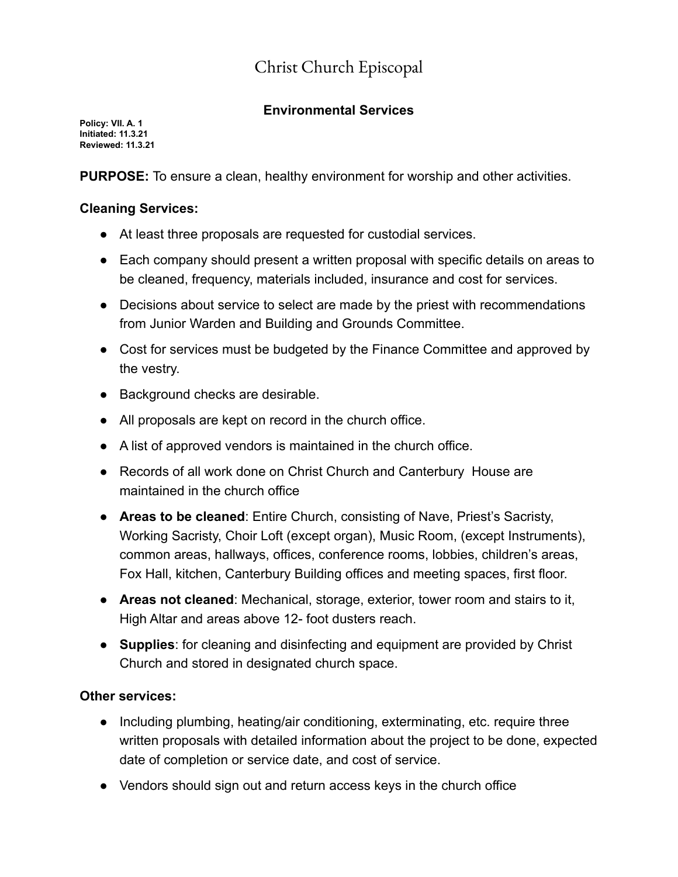# Christ Church Episcopal

## Environmental Services

**Policy: VII. A. 1**
**Initiated: 11.3.21**
**Reviewed: 11.3.21**

**PURPOSE:** To ensure a clean, healthy environment for worship and other activities.

### Cleaning Services:

- At least three proposals are requested for custodial services.
- Each company should present a written proposal with specific details on areas to be cleaned, frequency, materials included, insurance and cost for services.
- Decisions about service to select are made by the priest with recommendations from Junior Warden and Building and Grounds Committee.
- Cost for services must be budgeted by the Finance Committee and approved by the vestry.
- Background checks are desirable.
- All proposals are kept on record in the church office.
- A list of approved vendors is maintained in the church office.
- Records of all work done on Christ Church and Canterbury House are maintained in the church office
- **Areas to be cleaned**: Entire Church, consisting of Nave, Priest's Sacristy, Working Sacristy, Choir Loft (except organ), Music Room, (except Instruments), common areas, hallways, offices, conference rooms, lobbies, children's areas, Fox Hall, kitchen, Canterbury Building offices and meeting spaces, first floor.
- **Areas not cleaned**: Mechanical, storage, exterior, tower room and stairs to it, High Altar and areas above 12- foot dusters reach.
- **Supplies**: for cleaning and disinfecting and equipment are provided by Christ Church and stored in designated church space.

### Other services:

- Including plumbing, heating/air conditioning, exterminating, etc. require three written proposals with detailed information about the project to be done, expected date of completion or service date, and cost of service.
- Vendors should sign out and return access keys in the church office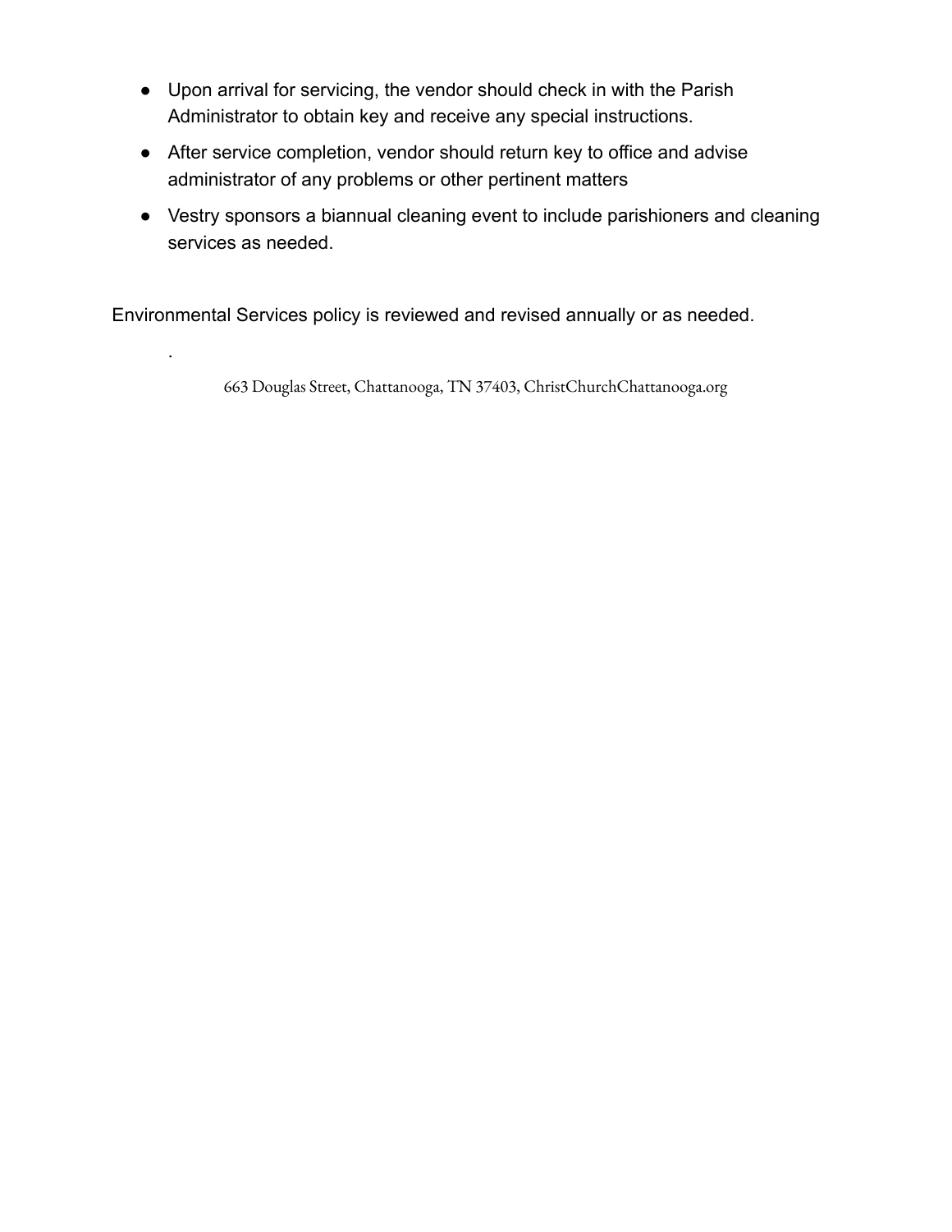- Upon arrival for servicing, the vendor should check in with the Parish Administrator to obtain key and receive any special instructions.
- After service completion, vendor should return key to office and advise administrator of any problems or other pertinent matters
- Vestry sponsors a biannual cleaning event to include parishioners and cleaning services as needed.

Environmental Services policy is reviewed and revised annually or as needed.

.

663 Douglas Street, Chattanooga, TN 37403, ChristChurchChattanooga.org